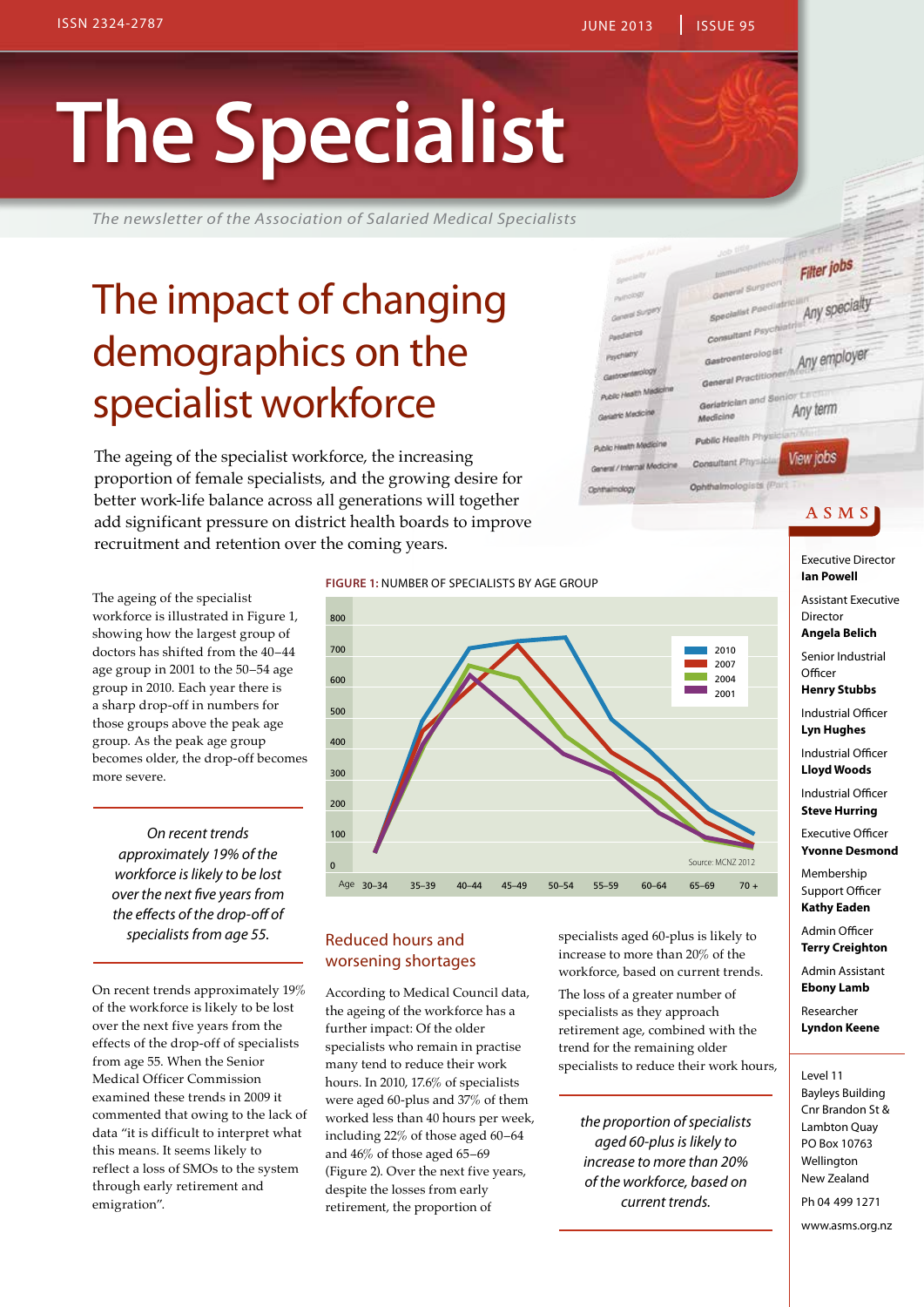# The Specialist

*The newsletter of the Association of Salaried Medical Specialists*

## The impact of changing demographics on the specialist workforce

The ageing of the specialist workforce, the increasing proportion of female specialists, and the growing desire for better work-life balance across all generations will together add significant pressure on district health boards to improve recruitment and retention over the coming years.

The ageing of the specialist workforce is illustrated in Figure 1, showing how the largest group of doctors has shifted from the 40–44 age group in 2001 to the 50–54 age group in 2010. Each year there is a sharp drop-off in numbers for those groups above the peak age group. As the peak age group becomes older, the drop-off becomes more severe.

*On recent trends approximately 19% of the workforce is likely to be lost over the next five years from the effects of the drop-off of specialists from age 55.*

On recent trends approximately 19% of the workforce is likely to be lost over the next five years from the effects of the drop-off of specialists from age 55. When the Senior Medical Officer Commission examined these trends in 2009 it commented that owing to the lack of data "it is difficult to interpret what this means. It seems likely to reflect a loss of SMOs to the system through early retirement and emigration".

**FIGURE 1:** NUMBER OF SPECIALISTS BY AGE GROUP

Source: MCNZ 2012

### Reduced hours and worsening shortages

According to Medical Council data, the ageing of the workforce has a further impact: Of the older specialists who remain in practise many tend to reduce their work hours. In 2010, 17.6% of specialists were aged 60-plus and 37% of them worked less than 40 hours per week, including 22% of those aged 60–64 and 46% of those aged 65–69 (Figure 2). Over the next five years, despite the losses from early retirement, the proportion of specialists aged 60-plus is likely to increase to more than 20% of the workforce, based on current trends.

The loss of a greater number of specialists as they approach retirement age, combined with the trend for the remaining older specialists to reduce their work hours,

*the proportion of specialists aged 60-plus is likely to increase to more than 20% of the workforce, based on current trends.*

---

ASMS

Executive Director
**Ian Powell**

Assistant Executive Director
**Angela Belich**

Senior Industrial Officer
**Henry Stubbs**

Industrial Officer
**Lyn Hughes**

Industrial Officer
**Lloyd Woods**

Industrial Officer
**Steve Hurring**

Executive Officer
**Yvonne Desmond**

Membership Support Officer
**Kathy Eaden**

Admin Officer
**Terry Creighton**

Admin Assistant
**Ebony Lamb**

Researcher
**Lyndon Keene**

Level 11
Bayleys Building
Cnr Brandon St & Lambton Quay
PO Box 10763
Wellington
New Zealand

Ph 04 499 1271

www.asms.org.nz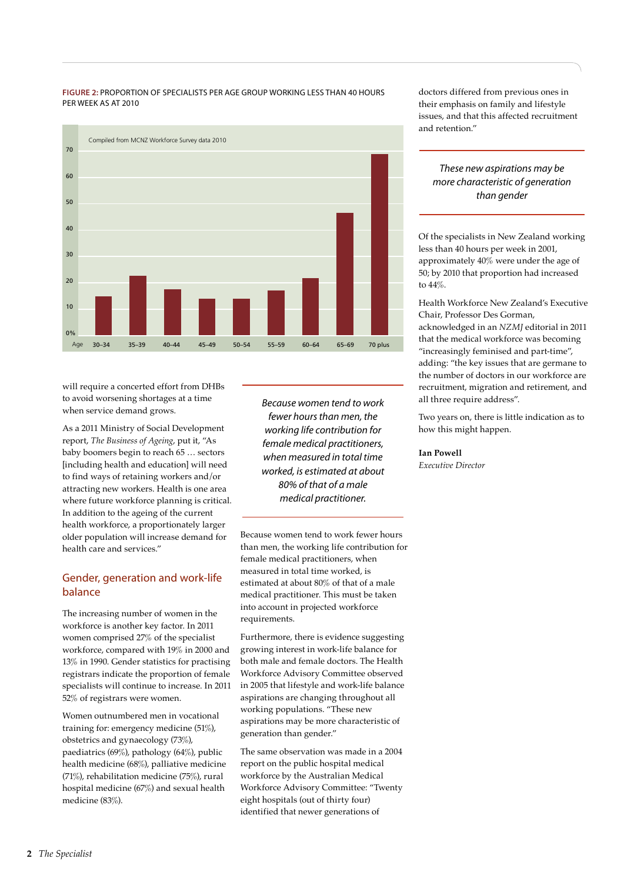**FIGURE 2:** PROPORTION OF SPECIALISTS PER AGE GROUP WORKING LESS THAN 40 HOURS PER WEEK AS AT 2010

Compiled from MCNZ Workforce Survey data 2010

will require a concerted effort from DHBs to avoid worsening shortages at a time when service demand grows.

As a 2011 Ministry of Social Development report, *The Business of Ageing*, put it, "As baby boomers begin to reach 65 … sectors [including health and education] will need to find ways of retaining workers and/or attracting new workers. Health is one area where future workforce planning is critical. In addition to the ageing of the current health workforce, a proportionately larger older population will increase demand for health care and services."

## Gender, generation and work-life balance

The increasing number of women in the workforce is another key factor. In 2011 women comprised 27% of the specialist workforce, compared with 19% in 2000 and 13% in 1990. Gender statistics for practising registrars indicate the proportion of female specialists will continue to increase. In 2011 52% of registrars were women.

Women outnumbered men in vocational training for: emergency medicine (51%), obstetrics and gynaecology (73%), paediatrics (69%), pathology (64%), public health medicine (68%), palliative medicine (71%), rehabilitation medicine (75%), rural hospital medicine (67%) and sexual health medicine (83%).

> *Because women tend to work fewer hours than men, the working life contribution for female medical practitioners, when measured in total time worked, is estimated at about 80% of that of a male medical practitioner.*

Because women tend to work fewer hours than men, the working life contribution for female medical practitioners, when measured in total time worked, is estimated at about 80% of that of a male medical practitioner. This must be taken into account in projected workforce requirements.

Furthermore, there is evidence suggesting growing interest in work-life balance for both male and female doctors. The Health Workforce Advisory Committee observed in 2005 that lifestyle and work-life balance aspirations are changing throughout all working populations. "These new aspirations may be more characteristic of generation than gender."

The same observation was made in a 2004 report on the public hospital medical workforce by the Australian Medical Workforce Advisory Committee: "Twenty eight hospitals (out of thirty four) identified that newer generations of doctors differed from previous ones in their emphasis on family and lifestyle issues, and that this affected recruitment and retention."

> *These new aspirations may be more characteristic of generation than gender*

Of the specialists in New Zealand working less than 40 hours per week in 2001, approximately 40% were under the age of 50; by 2010 that proportion had increased to 44%.

Health Workforce New Zealand's Executive Chair, Professor Des Gorman, acknowledged in an *NZMJ* editorial in 2011 that the medical workforce was becoming "increasingly feminised and part-time", adding: "the key issues that are germane to the number of doctors in our workforce are recruitment, migration and retirement, and all three require address".

Two years on, there is little indication as to how this might happen.

**Ian Powell**
*Executive Director*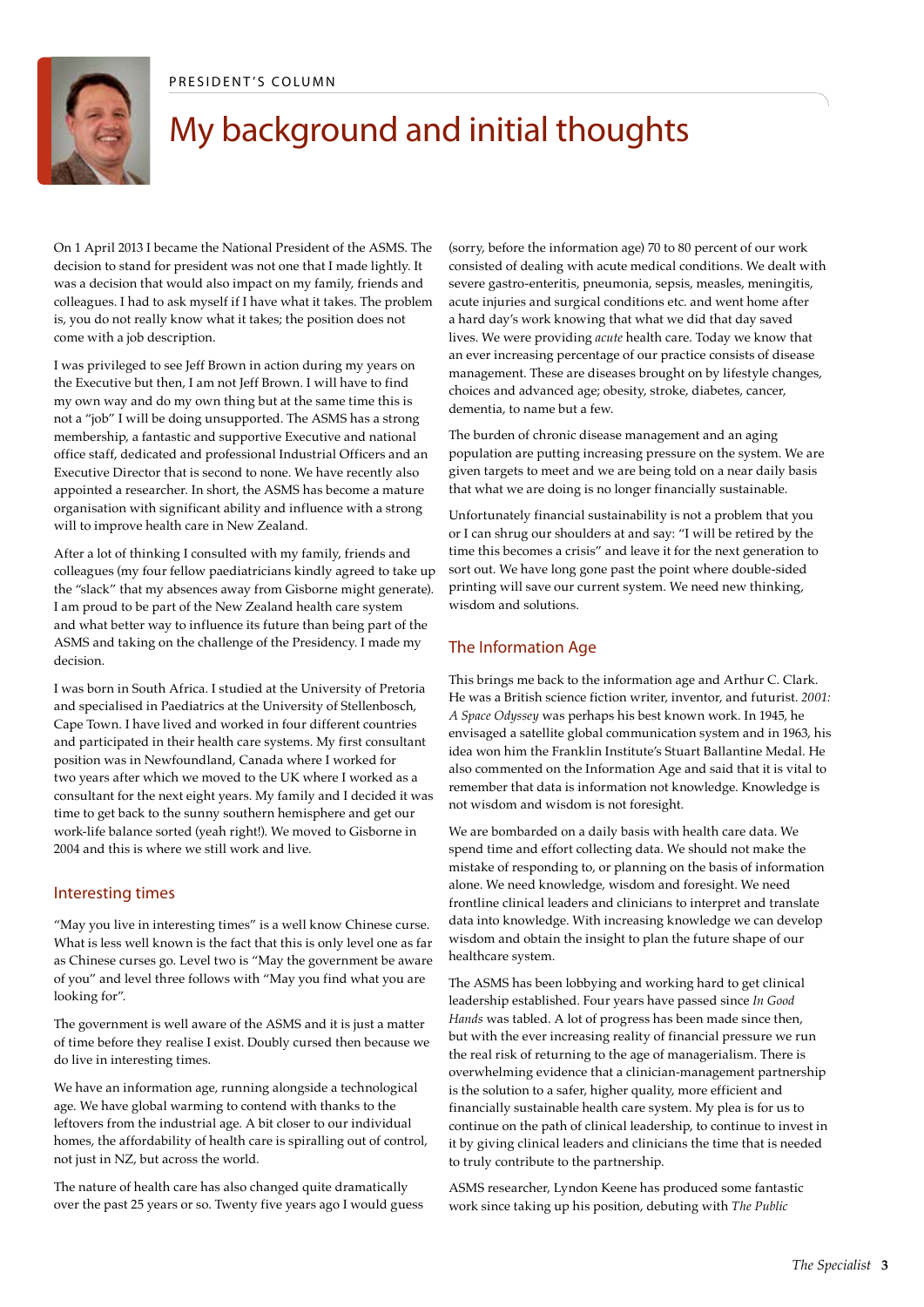PRESIDENT'S COLUMN

# My background and initial thoughts

On 1 April 2013 I became the National President of the ASMS. The decision to stand for president was not one that I made lightly. It was a decision that would also impact on my family, friends and colleagues. I had to ask myself if I have what it takes. The problem is, you do not really know what it takes; the position does not come with a job description.

I was privileged to see Jeff Brown in action during my years on the Executive but then, I am not Jeff Brown. I will have to find my own way and do my own thing but at the same time this is not a "job" I will be doing unsupported. The ASMS has a strong membership, a fantastic and supportive Executive and national office staff, dedicated and professional Industrial Officers and an Executive Director that is second to none. We have recently also appointed a researcher. In short, the ASMS has become a mature organisation with significant ability and influence with a strong will to improve health care in New Zealand.

After a lot of thinking I consulted with my family, friends and colleagues (my four fellow paediatricians kindly agreed to take up the "slack" that my absences away from Gisborne might generate). I am proud to be part of the New Zealand health care system and what better way to influence its future than being part of the ASMS and taking on the challenge of the Presidency. I made my decision.

I was born in South Africa. I studied at the University of Pretoria and specialised in Paediatrics at the University of Stellenbosch, Cape Town. I have lived and worked in four different countries and participated in their health care systems. My first consultant position was in Newfoundland, Canada where I worked for two years after which we moved to the UK where I worked as a consultant for the next eight years. My family and I decided it was time to get back to the sunny southern hemisphere and get our work-life balance sorted (yeah right!). We moved to Gisborne in 2004 and this is where we still work and live.

## Interesting times

"May you live in interesting times" is a well know Chinese curse. What is less well known is the fact that this is only level one as far as Chinese curses go. Level two is "May the government be aware of you" and level three follows with "May you find what you are looking for".

The government is well aware of the ASMS and it is just a matter of time before they realise I exist. Doubly cursed then because we do live in interesting times.

We have an information age, running alongside a technological age. We have global warming to contend with thanks to the leftovers from the industrial age. A bit closer to our individual homes, the affordability of health care is spiralling out of control, not just in NZ, but across the world.

The nature of health care has also changed quite dramatically over the past 25 years or so. Twenty five years ago I would guess (sorry, before the information age) 70 to 80 percent of our work consisted of dealing with acute medical conditions. We dealt with severe gastro-enteritis, pneumonia, sepsis, measles, meningitis, acute injuries and surgical conditions etc. and went home after a hard day's work knowing that what we did that day saved lives. We were providing *acute* health care. Today we know that an ever increasing percentage of our practice consists of disease management. These are diseases brought on by lifestyle changes, choices and advanced age; obesity, stroke, diabetes, cancer, dementia, to name but a few.

The burden of chronic disease management and an aging population are putting increasing pressure on the system. We are given targets to meet and we are being told on a near daily basis that what we are doing is no longer financially sustainable.

Unfortunately financial sustainability is not a problem that you or I can shrug our shoulders at and say: "I will be retired by the time this becomes a crisis" and leave it for the next generation to sort out. We have long gone past the point where double-sided printing will save our current system. We need new thinking, wisdom and solutions.

## The Information Age

This brings me back to the information age and Arthur C. Clark. He was a British science fiction writer, inventor, and futurist. *2001: A Space Odyssey* was perhaps his best known work. In 1945, he envisaged a satellite global communication system and in 1963, his idea won him the Franklin Institute's Stuart Ballantine Medal. He also commented on the Information Age and said that it is vital to remember that data is information not knowledge. Knowledge is not wisdom and wisdom is not foresight.

We are bombarded on a daily basis with health care data. We spend time and effort collecting data. We should not make the mistake of responding to, or planning on the basis of information alone. We need knowledge, wisdom and foresight. We need frontline clinical leaders and clinicians to interpret and translate data into knowledge. With increasing knowledge we can develop wisdom and obtain the insight to plan the future shape of our healthcare system.

The ASMS has been lobbying and working hard to get clinical leadership established. Four years have passed since *In Good Hands* was tabled. A lot of progress has been made since then, but with the ever increasing reality of financial pressure we run the real risk of returning to the age of managerialism. There is overwhelming evidence that a clinician-management partnership is the solution to a safer, higher quality, more efficient and financially sustainable health care system. My plea is for us to continue on the path of clinical leadership, to continue to invest in it by giving clinical leaders and clinicians the time that is needed to truly contribute to the partnership.

ASMS researcher, Lyndon Keene has produced some fantastic work since taking up his position, debuting with *The Public*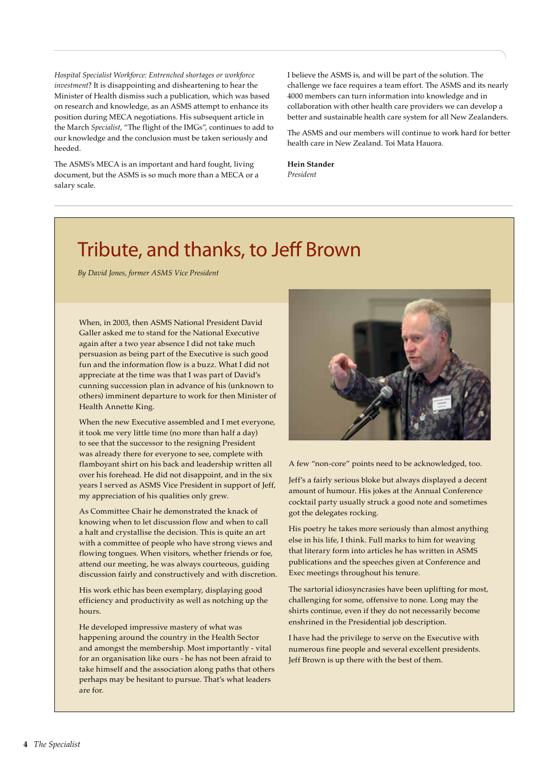*Hospital Specialist Workforce: Entrenched shortages or workforce investment*? It is disappointing and disheartening to hear the Minister of Health dismiss such a publication, which was based on research and knowledge, as an ASMS attempt to enhance its position during MECA negotiations. His subsequent article in the March *Specialist*, "The flight of the IMGs", continues to add to our knowledge and the conclusion must be taken seriously and heeded.

The ASMS's MECA is an important and hard fought, living document, but the ASMS is so much more than a MECA or a salary scale.

I believe the ASMS is, and will be part of the solution. The challenge we face requires a team effort. The ASMS and its nearly 4000 members can turn information into knowledge and in collaboration with other health care providers we can develop a better and sustainable health care system for all New Zealanders.

The ASMS and our members will continue to work hard for better health care in New Zealand. Toi Mata Hauora.

**Hein Stander**
*President*

# Tribute, and thanks, to Jeff Brown

*By David Jones, former ASMS Vice President*

When, in 2003, then ASMS National President David Galler asked me to stand for the National Executive again after a two year absence I did not take much persuasion as being part of the Executive is such good fun and the information flow is a buzz. What I did not appreciate at the time was that I was part of David's cunning succession plan in advance of his (unknown to others) imminent departure to work for then Minister of Health Annette King.

When the new Executive assembled and I met everyone, it took me very little time (no more than half a day) to see that the successor to the resigning President was already there for everyone to see, complete with flamboyant shirt on his back and leadership written all over his forehead. He did not disappoint, and in the six years I served as ASMS Vice President in support of Jeff, my appreciation of his qualities only grew.

As Committee Chair he demonstrated the knack of knowing when to let discussion flow and when to call a halt and crystallise the decision. This is quite an art with a committee of people who have strong views and flowing tongues. When visitors, whether friends or foe, attend our meeting, he was always courteous, guiding discussion fairly and constructively and with discretion.

His work ethic has been exemplary, displaying good efficiency and productivity as well as notching up the hours.

He developed impressive mastery of what was happening around the country in the Health Sector and amongst the membership. Most importantly - vital for an organisation like ours - he has not been afraid to take himself and the association along paths that others perhaps may be hesitant to pursue. That's what leaders are for.

A few "non-core" points need to be acknowledged, too.

Jeff's a fairly serious bloke but always displayed a decent amount of humour. His jokes at the Annual Conference cocktail party usually struck a good note and sometimes got the delegates rocking.

His poetry he takes more seriously than almost anything else in his life, I think. Full marks to him for weaving that literary form into articles he has written in ASMS publications and the speeches given at Conference and Exec meetings throughout his tenure.

The sartorial idiosyncrasies have been uplifting for most, challenging for some, offensive to none. Long may the shirts continue, even if they do not necessarily become enshrined in the Presidential job description.

I have had the privilege to serve on the Executive with numerous fine people and several excellent presidents. Jeff Brown is up there with the best of them.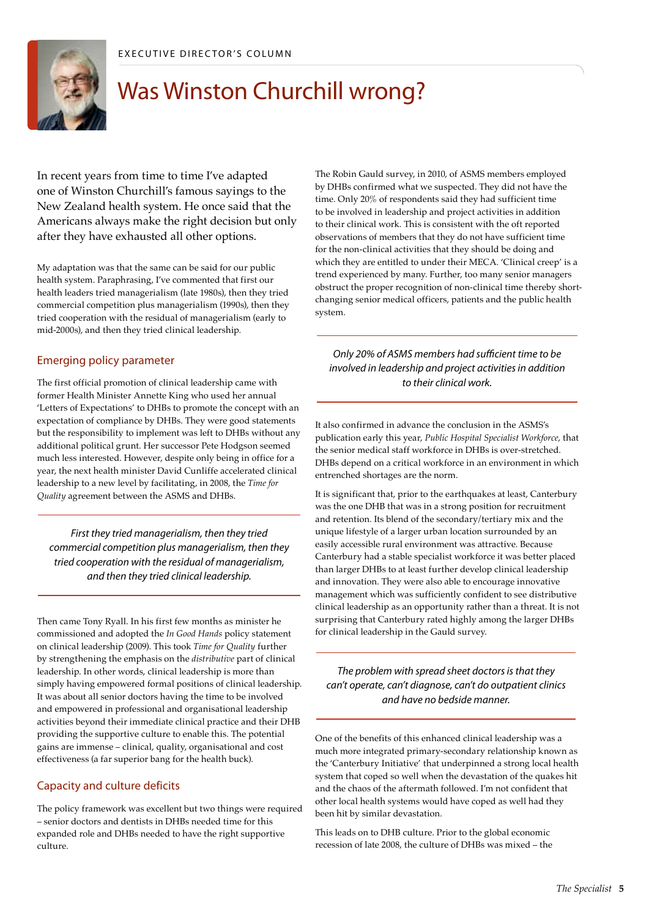EXECUTIVE DIRECTOR'S COLUMN

# Was Winston Churchill wrong?

In recent years from time to time I've adapted one of Winston Churchill's famous sayings to the New Zealand health system. He once said that the Americans always make the right decision but only after they have exhausted all other options.

My adaptation was that the same can be said for our public health system. Paraphrasing, I've commented that first our health leaders tried managerialism (late 1980s), then they tried commercial competition plus managerialism (1990s), then they tried cooperation with the residual of managerialism (early to mid-2000s), and then they tried clinical leadership.

## Emerging policy parameter

The first official promotion of clinical leadership came with former Health Minister Annette King who used her annual 'Letters of Expectations' to DHBs to promote the concept with an expectation of compliance by DHBs. They were good statements but the responsibility to implement was left to DHBs without any additional political grunt. Her successor Pete Hodgson seemed much less interested. However, despite only being in office for a year, the next health minister David Cunliffe accelerated clinical leadership to a new level by facilitating, in 2008, the *Time for Quality* agreement between the ASMS and DHBs.

> *First they tried managerialism, then they tried commercial competition plus managerialism, then they tried cooperation with the residual of managerialism, and then they tried clinical leadership.*

Then came Tony Ryall. In his first few months as minister he commissioned and adopted the *In Good Hands* policy statement on clinical leadership (2009). This took *Time for Quality* further by strengthening the emphasis on the *distributive* part of clinical leadership. In other words, clinical leadership is more than simply having empowered formal positions of clinical leadership. It was about all senior doctors having the time to be involved and empowered in professional and organisational leadership activities beyond their immediate clinical practice and their DHB providing the supportive culture to enable this. The potential gains are immense – clinical, quality, organisational and cost effectiveness (a far superior bang for the health buck).

## Capacity and culture deficits

The policy framework was excellent but two things were required – senior doctors and dentists in DHBs needed time for this expanded role and DHBs needed to have the right supportive culture.

The Robin Gauld survey, in 2010, of ASMS members employed by DHBs confirmed what we suspected. They did not have the time. Only 20% of respondents said they had sufficient time to be involved in leadership and project activities in addition to their clinical work. This is consistent with the oft reported observations of members that they do not have sufficient time for the non-clinical activities that they should be doing and which they are entitled to under their MECA. 'Clinical creep' is a trend experienced by many. Further, too many senior managers obstruct the proper recognition of non-clinical time thereby short-changing senior medical officers, patients and the public health system.

> *Only 20% of ASMS members had sufficient time to be involved in leadership and project activities in addition to their clinical work.*

It also confirmed in advance the conclusion in the ASMS's publication early this year, *Public Hospital Specialist Workforce*, that the senior medical staff workforce in DHBs is over-stretched. DHBs depend on a critical workforce in an environment in which entrenched shortages are the norm.

It is significant that, prior to the earthquakes at least, Canterbury was the one DHB that was in a strong position for recruitment and retention. Its blend of the secondary/tertiary mix and the unique lifestyle of a larger urban location surrounded by an easily accessible rural environment was attractive. Because Canterbury had a stable specialist workforce it was better placed than larger DHBs to at least further develop clinical leadership and innovation. They were also able to encourage innovative management which was sufficiently confident to see distributive clinical leadership as an opportunity rather than a threat. It is not surprising that Canterbury rated highly among the larger DHBs for clinical leadership in the Gauld survey.

> *The problem with spread sheet doctors is that they can't operate, can't diagnose, can't do outpatient clinics and have no bedside manner.*

One of the benefits of this enhanced clinical leadership was a much more integrated primary-secondary relationship known as the 'Canterbury Initiative' that underpinned a strong local health system that coped so well when the devastation of the quakes hit and the chaos of the aftermath followed. I'm not confident that other local health systems would have coped as well had they been hit by similar devastation.

This leads on to DHB culture. Prior to the global economic recession of late 2008, the culture of DHBs was mixed – the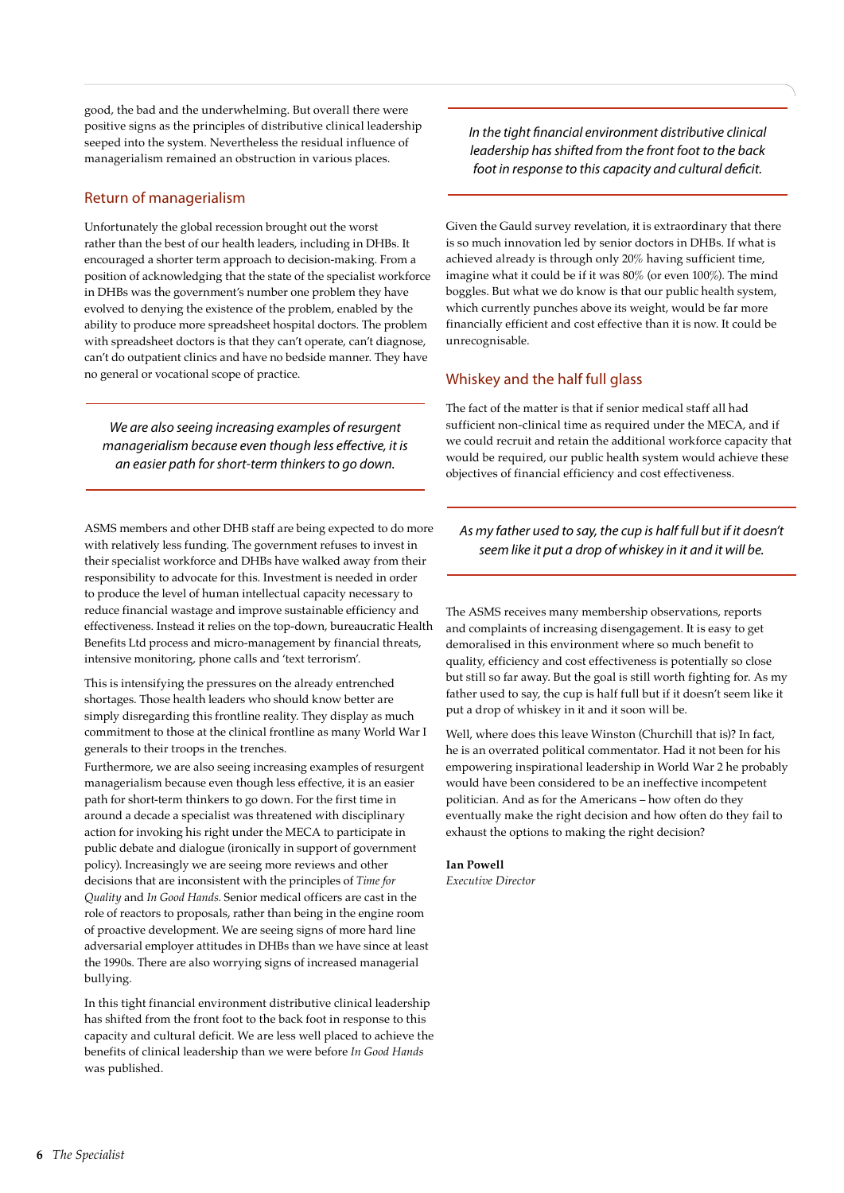good, the bad and the underwhelming. But overall there were positive signs as the principles of distributive clinical leadership seeped into the system. Nevertheless the residual influence of managerialism remained an obstruction in various places.

## Return of managerialism

Unfortunately the global recession brought out the worst rather than the best of our health leaders, including in DHBs. It encouraged a shorter term approach to decision-making. From a position of acknowledging that the state of the specialist workforce in DHBs was the government's number one problem they have evolved to denying the existence of the problem, enabled by the ability to produce more spreadsheet hospital doctors. The problem with spreadsheet doctors is that they can't operate, can't diagnose, can't do outpatient clinics and have no bedside manner. They have no general or vocational scope of practice.

> *We are also seeing increasing examples of resurgent managerialism because even though less effective, it is an easier path for short-term thinkers to go down.*

ASMS members and other DHB staff are being expected to do more with relatively less funding. The government refuses to invest in their specialist workforce and DHBs have walked away from their responsibility to advocate for this. Investment is needed in order to produce the level of human intellectual capacity necessary to reduce financial wastage and improve sustainable efficiency and effectiveness. Instead it relies on the top-down, bureaucratic Health Benefits Ltd process and micro-management by financial threats, intensive monitoring, phone calls and 'text terrorism'.

This is intensifying the pressures on the already entrenched shortages. Those health leaders who should know better are simply disregarding this frontline reality. They display as much commitment to those at the clinical frontline as many World War I generals to their troops in the trenches.

Furthermore, we are also seeing increasing examples of resurgent managerialism because even though less effective, it is an easier path for short-term thinkers to go down. For the first time in around a decade a specialist was threatened with disciplinary action for invoking his right under the MECA to participate in public debate and dialogue (ironically in support of government policy). Increasingly we are seeing more reviews and other decisions that are inconsistent with the principles of *Time for Quality* and *In Good Hands*. Senior medical officers are cast in the role of reactors to proposals, rather than being in the engine room of proactive development. We are seeing signs of more hard line adversarial employer attitudes in DHBs than we have since at least the 1990s. There are also worrying signs of increased managerial bullying.

In this tight financial environment distributive clinical leadership has shifted from the front foot to the back foot in response to this capacity and cultural deficit. We are less well placed to achieve the benefits of clinical leadership than we were before *In Good Hands* was published.

> *In the tight financial environment distributive clinical leadership has shifted from the front foot to the back foot in response to this capacity and cultural deficit.*

Given the Gauld survey revelation, it is extraordinary that there is so much innovation led by senior doctors in DHBs. If what is achieved already is through only 20% having sufficient time, imagine what it could be if it was 80% (or even 100%). The mind boggles. But what we do know is that our public health system, which currently punches above its weight, would be far more financially efficient and cost effective than it is now. It could be unrecognisable.

## Whiskey and the half full glass

The fact of the matter is that if senior medical staff all had sufficient non-clinical time as required under the MECA, and if we could recruit and retain the additional workforce capacity that would be required, our public health system would achieve these objectives of financial efficiency and cost effectiveness.

> *As my father used to say, the cup is half full but if it doesn't seem like it put a drop of whiskey in it and it will be.*

The ASMS receives many membership observations, reports and complaints of increasing disengagement. It is easy to get demoralised in this environment where so much benefit to quality, efficiency and cost effectiveness is potentially so close but still so far away. But the goal is still worth fighting for. As my father used to say, the cup is half full but if it doesn't seem like it put a drop of whiskey in it and it soon will be.

Well, where does this leave Winston (Churchill that is)? In fact, he is an overrated political commentator. Had it not been for his empowering inspirational leadership in World War 2 he probably would have been considered to be an ineffective incompetent politician. And as for the Americans – how often do they eventually make the right decision and how often do they fail to exhaust the options to making the right decision?

**Ian Powell**
*Executive Director*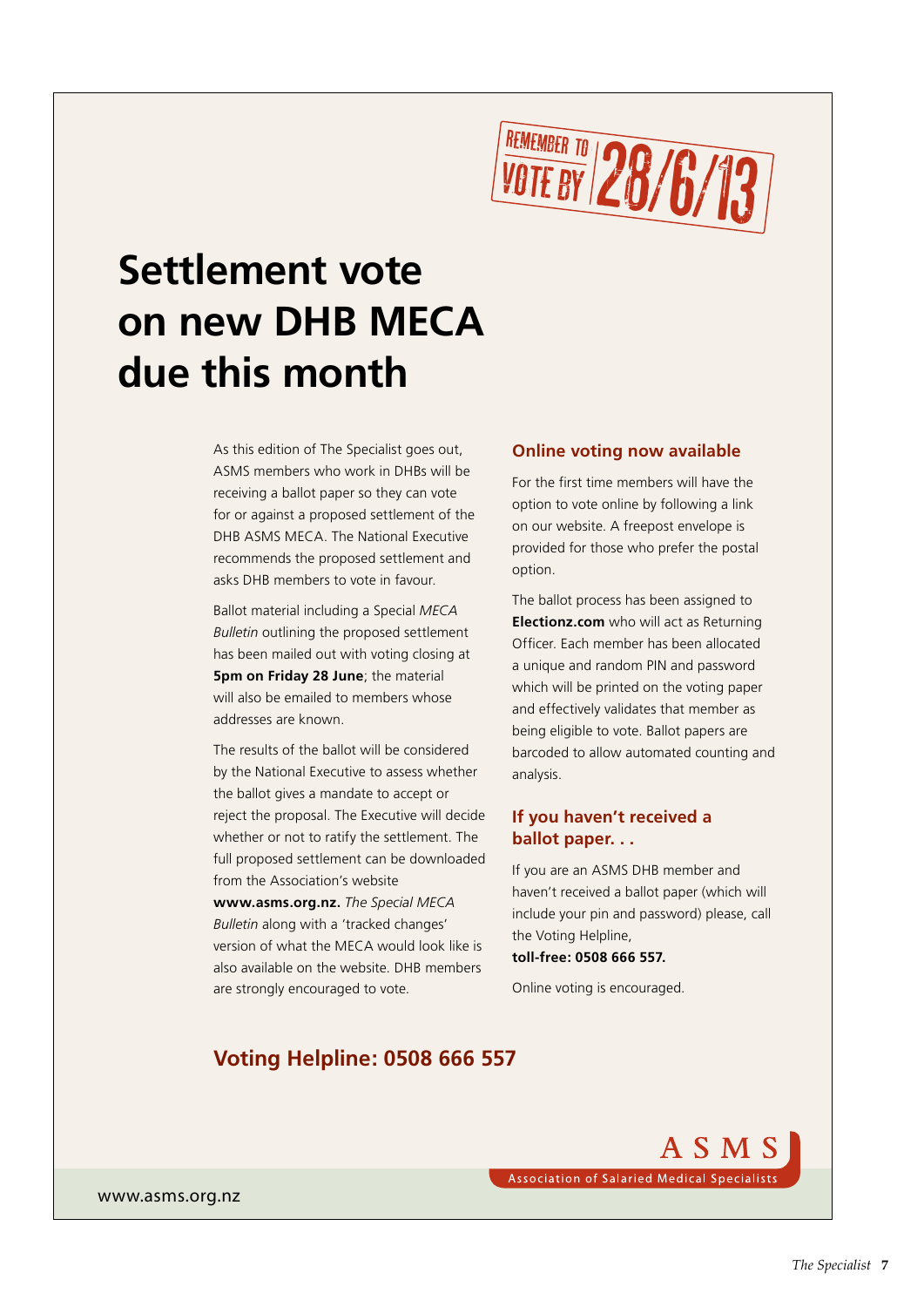REMEMBER TO VOTE BY 28/6/13

# Settlement vote on new DHB MECA due this month

As this edition of The Specialist goes out, ASMS members who work in DHBs will be receiving a ballot paper so they can vote for or against a proposed settlement of the DHB ASMS MECA. The National Executive recommends the proposed settlement and asks DHB members to vote in favour.

Ballot material including a Special *MECA Bulletin* outlining the proposed settlement has been mailed out with voting closing at **5pm on Friday 28 June**; the material will also be emailed to members whose addresses are known.

The results of the ballot will be considered by the National Executive to assess whether the ballot gives a mandate to accept or reject the proposal. The Executive will decide whether or not to ratify the settlement. The full proposed settlement can be downloaded from the Association's website **www.asms.org.nz.** *The Special MECA Bulletin* along with a 'tracked changes' version of what the MECA would look like is also available on the website. DHB members are strongly encouraged to vote.

## Online voting now available

For the first time members will have the option to vote online by following a link on our website. A freepost envelope is provided for those who prefer the postal option.

The ballot process has been assigned to **Electionz.com** who will act as Returning Officer. Each member has been allocated a unique and random PIN and password which will be printed on the voting paper and effectively validates that member as being eligible to vote. Ballot papers are barcoded to allow automated counting and analysis.

## If you haven't received a ballot paper. . .

If you are an ASMS DHB member and haven't received a ballot paper (which will include your pin and password) please, call the Voting Helpline,
**toll-free: 0508 666 557.**

Online voting is encouraged.

## Voting Helpline: 0508 666 557

ASMS
Association of Salaried Medical Specialists

www.asms.org.nz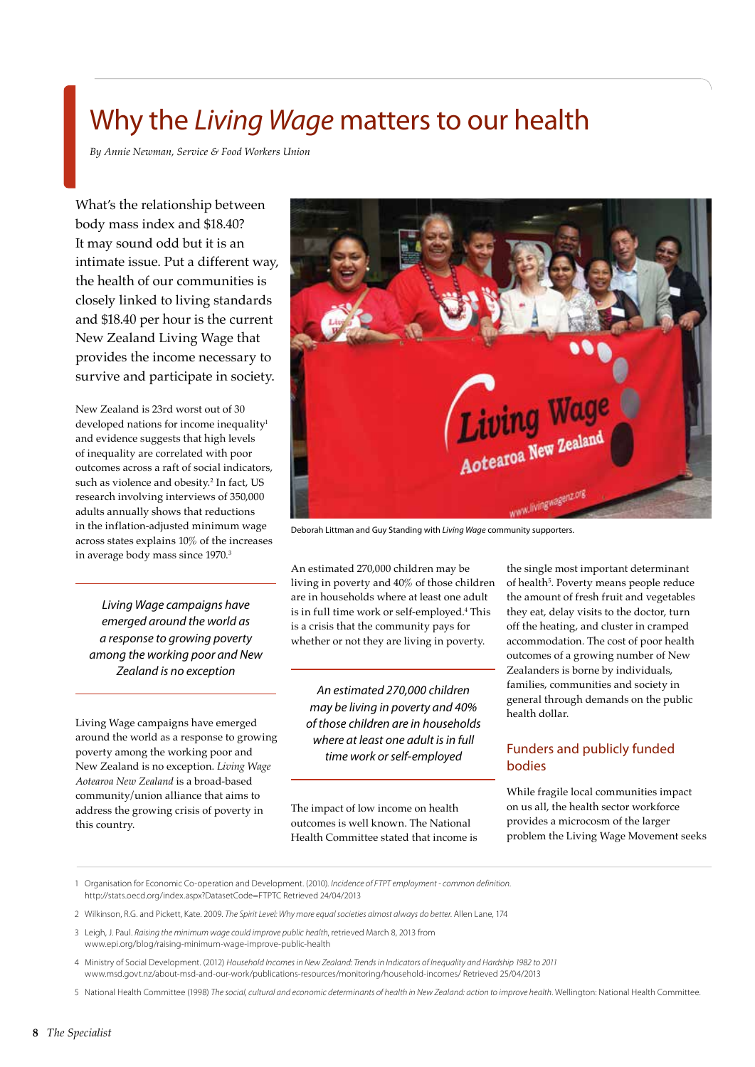# Why the *Living Wage* matters to our health

*By Annie Newman, Service & Food Workers Union*

What's the relationship between body mass index and $18.40? It may sound odd but it is an intimate issue. Put a different way, the health of our communities is closely linked to living standards and $18.40 per hour is the current New Zealand Living Wage that provides the income necessary to survive and participate in society.

New Zealand is 23rd worst out of 30 developed nations for income inequality[1] and evidence suggests that high levels of inequality are correlated with poor outcomes across a raft of social indicators, such as violence and obesity.[2] In fact, US research involving interviews of 350,000 adults annually shows that reductions in the inflation-adjusted minimum wage across states explains 10% of the increases in average body mass since 1970.[3]

> *Living Wage campaigns have emerged around the world as a response to growing poverty among the working poor and New Zealand is no exception*

Living Wage campaigns have emerged around the world as a response to growing poverty among the working poor and New Zealand is no exception. *Living Wage Aotearoa New Zealand* is a broad-based community/union alliance that aims to address the growing crisis of poverty in this country.

Deborah Littman and Guy Standing with *Living Wage* community supporters.

An estimated 270,000 children may be living in poverty and 40% of those children are in households where at least one adult is in full time work or self-employed.[4] This is a crisis that the community pays for whether or not they are living in poverty.

> *An estimated 270,000 children may be living in poverty and 40% of those children are in households where at least one adult is in full time work or self-employed*

The impact of low income on health outcomes is well known. The National Health Committee stated that income is the single most important determinant of health[5]. Poverty means people reduce the amount of fresh fruit and vegetables they eat, delay visits to the doctor, turn off the heating, and cluster in cramped accommodation. The cost of poor health outcomes of a growing number of New Zealanders is borne by individuals, families, communities and society in general through demands on the public health dollar.

## Funders and publicly funded bodies

While fragile local communities impact on us all, the health sector workforce provides a microcosm of the larger problem the Living Wage Movement seeks

---

1 Organisation for Economic Co-operation and Development. (2010). *Incidence of FTPT employment - common definition.* http://stats.oecd.org/index.aspx?DatasetCode=FTPTC Retrieved 24/04/2013

2 Wilkinson, R.G. and Pickett, Kate. 2009. *The Spirit Level: Why more equal societies almost always do better.* Allen Lane, 174

3 Leigh, J. Paul. *Raising the minimum wage could improve public health*, retrieved March 8, 2013 from www.epi.org/blog/raising-minimum-wage-improve-public-health

4 Ministry of Social Development. (2012) *Household Incomes in New Zealand: Trends in Indicators of Inequality and Hardship 1982 to 2011* www.msd.govt.nz/about-msd-and-our-work/publications-resources/monitoring/household-incomes/ Retrieved 25/04/2013

5 National Health Committee (1998) *The social, cultural and economic determinants of health in New Zealand: action to improve health.* Wellington: National Health Committee.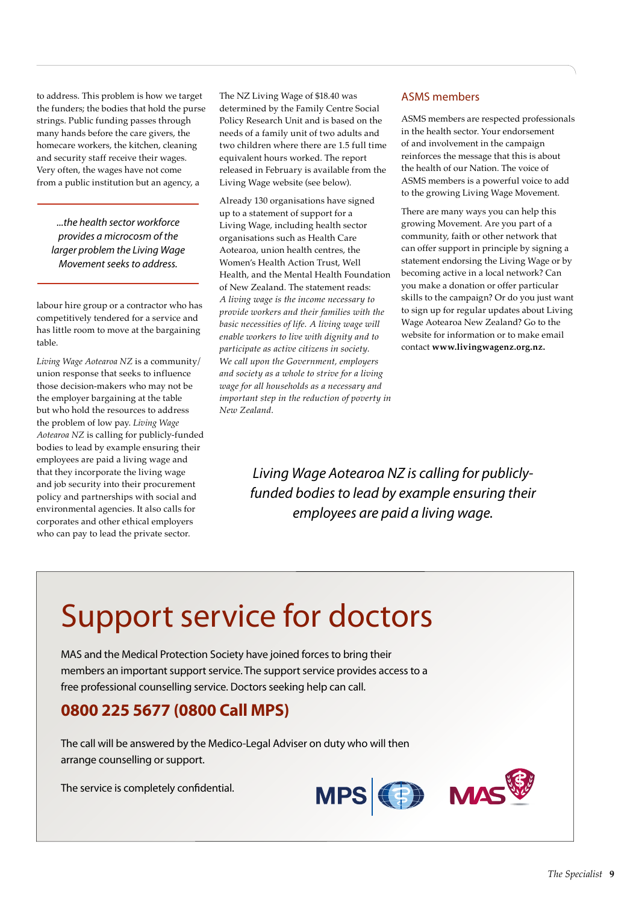to address. This problem is how we target the funders; the bodies that hold the purse strings. Public funding passes through many hands before the care givers, the homecare workers, the kitchen, cleaning and security staff receive their wages. Very often, the wages have not come from a public institution but an agency, a labour hire group or a contractor who has competitively tendered for a service and has little room to move at the bargaining table.

*...the health sector workforce provides a microcosm of the larger problem the Living Wage Movement seeks to address.*

*Living Wage Aotearoa NZ* is a community/union response that seeks to influence those decision-makers who may not be the employer bargaining at the table but who hold the resources to address the problem of low pay. *Living Wage Aotearoa NZ* is calling for publicly-funded bodies to lead by example ensuring their employees are paid a living wage and that they incorporate the living wage and job security into their procurement policy and partnerships with social and environmental agencies. It also calls for corporates and other ethical employers who can pay to lead the private sector.

The NZ Living Wage of $18.40 was determined by the Family Centre Social Policy Research Unit and is based on the needs of a family unit of two adults and two children where there are 1.5 full time equivalent hours worked. The report released in February is available from the Living Wage website (see below).

Already 130 organisations have signed up to a statement of support for a Living Wage, including health sector organisations such as Health Care Aotearoa, union health centres, the Women's Health Action Trust, Well Health, and the Mental Health Foundation of New Zealand. The statement reads: *A living wage is the income necessary to provide workers and their families with the basic necessities of life. A living wage will enable workers to live with dignity and to participate as active citizens in society. We call upon the Government, employers and society as a whole to strive for a living wage for all households as a necessary and important step in the reduction of poverty in New Zealand.*

*Living Wage Aotearoa NZ is calling for publicly-funded bodies to lead by example ensuring their employees are paid a living wage.*

## ASMS members

ASMS members are respected professionals in the health sector. Your endorsement of and involvement in the campaign reinforces the message that this is about the health of our Nation. The voice of ASMS members is a powerful voice to add to the growing Living Wage Movement.

There are many ways you can help this growing Movement. Are you part of a community, faith or other network that can offer support in principle by signing a statement endorsing the Living Wage or by becoming active in a local network? Can you make a donation or offer particular skills to the campaign? Or do you just want to sign up for regular updates about Living Wage Aotearoa New Zealand? Go to the website for information or to make email contact **www.livingwagenz.org.nz.**

# Support service for doctors

MAS and the Medical Protection Society have joined forces to bring their members an important support service. The support service provides access to a free professional counselling service. Doctors seeking help can call.

## 0800 225 5677 (0800 Call MPS)

The call will be answered by the Medico-Legal Adviser on duty who will then arrange counselling or support.

The service is completely confidential.

MPS MAS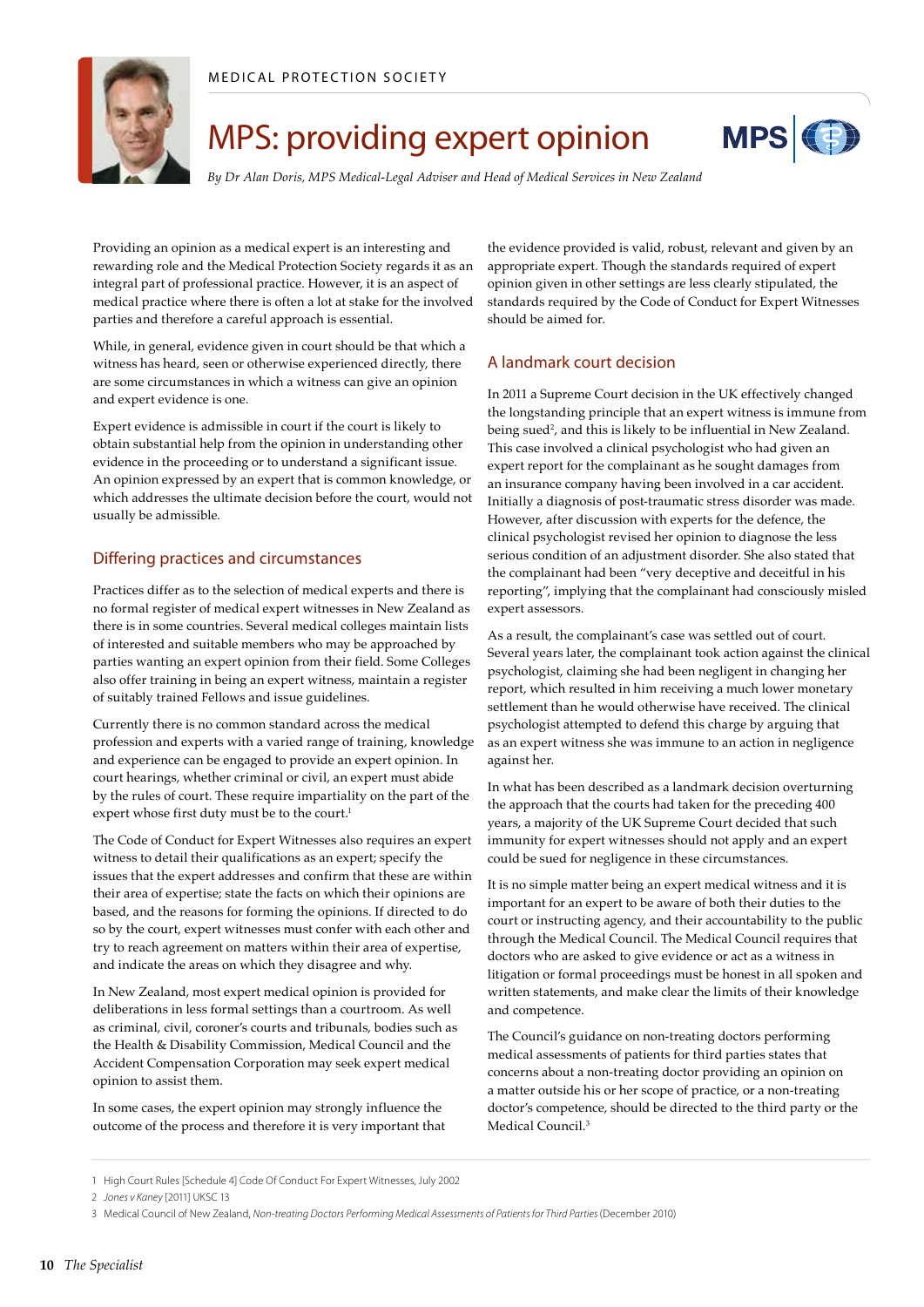MEDICAL PROTECTION SOCIETY

# MPS: providing expert opinion

*By Dr Alan Doris, MPS Medical-Legal Adviser and Head of Medical Services in New Zealand*

Providing an opinion as a medical expert is an interesting and rewarding role and the Medical Protection Society regards it as an integral part of professional practice. However, it is an aspect of medical practice where there is often a lot at stake for the involved parties and therefore a careful approach is essential.

While, in general, evidence given in court should be that which a witness has heard, seen or otherwise experienced directly, there are some circumstances in which a witness can give an opinion and expert evidence is one.

Expert evidence is admissible in court if the court is likely to obtain substantial help from the opinion in understanding other evidence in the proceeding or to understand a significant issue. An opinion expressed by an expert that is common knowledge, or which addresses the ultimate decision before the court, would not usually be admissible.

## Differing practices and circumstances

Practices differ as to the selection of medical experts and there is no formal register of medical expert witnesses in New Zealand as there is in some countries. Several medical colleges maintain lists of interested and suitable members who may be approached by parties wanting an expert opinion from their field. Some Colleges also offer training in being an expert witness, maintain a register of suitably trained Fellows and issue guidelines.

Currently there is no common standard across the medical profession and experts with a varied range of training, knowledge and experience can be engaged to provide an expert opinion. In court hearings, whether criminal or civil, an expert must abide by the rules of court. These require impartiality on the part of the expert whose first duty must be to the court.[1]

The Code of Conduct for Expert Witnesses also requires an expert witness to detail their qualifications as an expert; specify the issues that the expert addresses and confirm that these are within their area of expertise; state the facts on which their opinions are based, and the reasons for forming the opinions. If directed to do so by the court, expert witnesses must confer with each other and try to reach agreement on matters within their area of expertise, and indicate the areas on which they disagree and why.

In New Zealand, most expert medical opinion is provided for deliberations in less formal settings than a courtroom. As well as criminal, civil, coroner's courts and tribunals, bodies such as the Health & Disability Commission, Medical Council and the Accident Compensation Corporation may seek expert medical opinion to assist them.

In some cases, the expert opinion may strongly influence the outcome of the process and therefore it is very important that the evidence provided is valid, robust, relevant and given by an appropriate expert. Though the standards required of expert opinion given in other settings are less clearly stipulated, the standards required by the Code of Conduct for Expert Witnesses should be aimed for.

## A landmark court decision

In 2011 a Supreme Court decision in the UK effectively changed the longstanding principle that an expert witness is immune from being sued[2], and this is likely to be influential in New Zealand. This case involved a clinical psychologist who had given an expert report for the complainant as he sought damages from an insurance company having been involved in a car accident. Initially a diagnosis of post-traumatic stress disorder was made. However, after discussion with experts for the defence, the clinical psychologist revised her opinion to diagnose the less serious condition of an adjustment disorder. She also stated that the complainant had been "very deceptive and deceitful in his reporting", implying that the complainant had consciously misled expert assessors.

As a result, the complainant's case was settled out of court. Several years later, the complainant took action against the clinical psychologist, claiming she had been negligent in changing her report, which resulted in him receiving a much lower monetary settlement than he would otherwise have received. The clinical psychologist attempted to defend this charge by arguing that as an expert witness she was immune to an action in negligence against her.

In what has been described as a landmark decision overturning the approach that the courts had taken for the preceding 400 years, a majority of the UK Supreme Court decided that such immunity for expert witnesses should not apply and an expert could be sued for negligence in these circumstances.

It is no simple matter being an expert medical witness and it is important for an expert to be aware of both their duties to the court or instructing agency, and their accountability to the public through the Medical Council. The Medical Council requires that doctors who are asked to give evidence or act as a witness in litigation or formal proceedings must be honest in all spoken and written statements, and make clear the limits of their knowledge and competence.

The Council's guidance on non-treating doctors performing medical assessments of patients for third parties states that concerns about a non-treating doctor providing an opinion on a matter outside his or her scope of practice, or a non-treating doctor's competence, should be directed to the third party or the Medical Council.[3]

---

1 High Court Rules [Schedule 4] Code Of Conduct For Expert Witnesses, July 2002

2 *Jones v Kaney* [2011] UKSC 13

3 Medical Council of New Zealand, *Non-treating Doctors Performing Medical Assessments of Patients for Third Parties* (December 2010)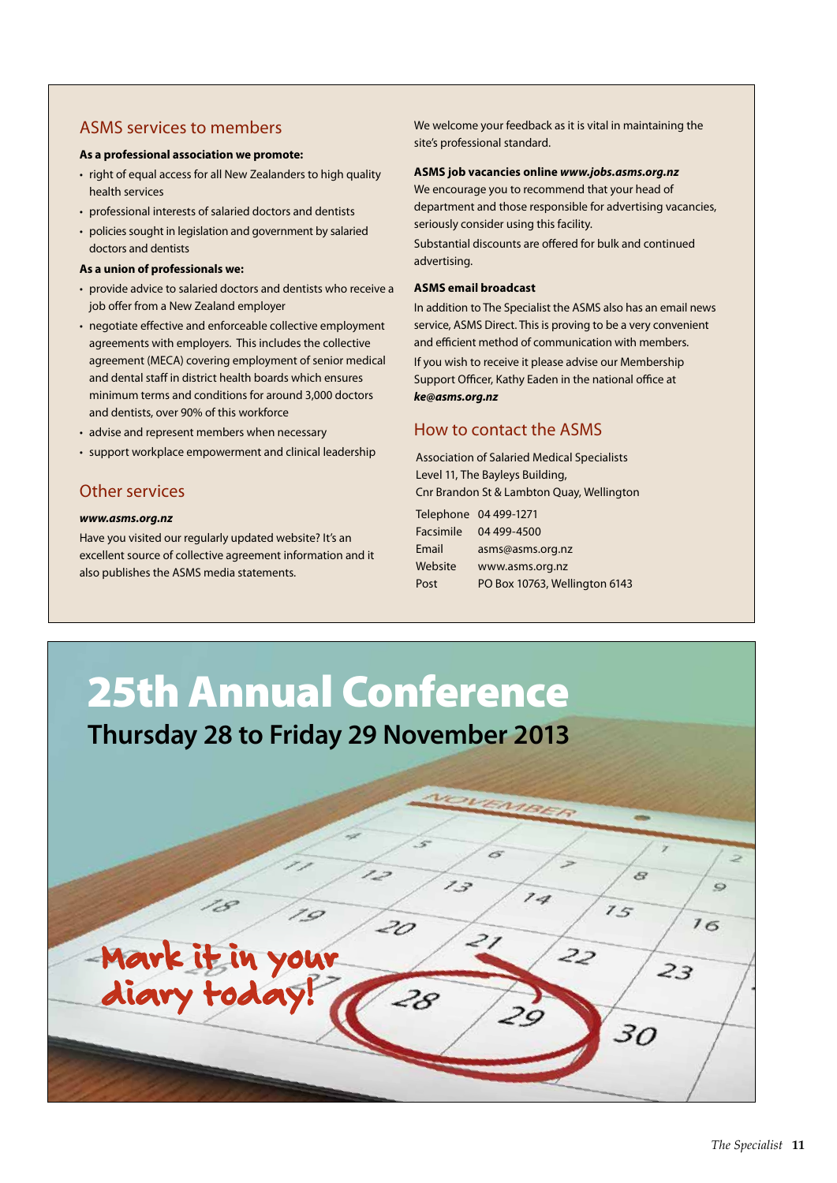## ASMS services to members

**As a professional association we promote:**

- right of equal access for all New Zealanders to high quality health services
- professional interests of salaried doctors and dentists
- policies sought in legislation and government by salaried doctors and dentists

**As a union of professionals we:**

- provide advice to salaried doctors and dentists who receive a job offer from a New Zealand employer
- negotiate effective and enforceable collective employment agreements with employers. This includes the collective agreement (MECA) covering employment of senior medical and dental staff in district health boards which ensures minimum terms and conditions for around 3,000 doctors and dentists, over 90% of this workforce
- advise and represent members when necessary
- support workplace empowerment and clinical leadership

## Other services

***www.asms.org.nz***

Have you visited our regularly updated website? It's an excellent source of collective agreement information and it also publishes the ASMS media statements.

We welcome your feedback as it is vital in maintaining the site's professional standard.

**ASMS job vacancies online *www.jobs.asms.org.nz***

We encourage you to recommend that your head of department and those responsible for advertising vacancies, seriously consider using this facility.

Substantial discounts are offered for bulk and continued advertising.

**ASMS email broadcast**

In addition to The Specialist the ASMS also has an email news service, ASMS Direct. This is proving to be a very convenient and efficient method of communication with members.

If you wish to receive it please advise our Membership Support Officer, Kathy Eaden in the national office at ***ke@asms.org.nz***

## How to contact the ASMS

Association of Salaried Medical Specialists
Level 11, The Bayleys Building,
Cnr Brandon St & Lambton Quay, Wellington

| | |
|---|---|
| Telephone | 04 499-1271 |
| Facsimile | 04 499-4500 |
| Email | asms@asms.org.nz |
| Website | www.asms.org.nz |
| Post | PO Box 10763, Wellington 6143 |

# 25th Annual Conference

## Thursday 28 to Friday 29 November 2013

Mark it in your diary today!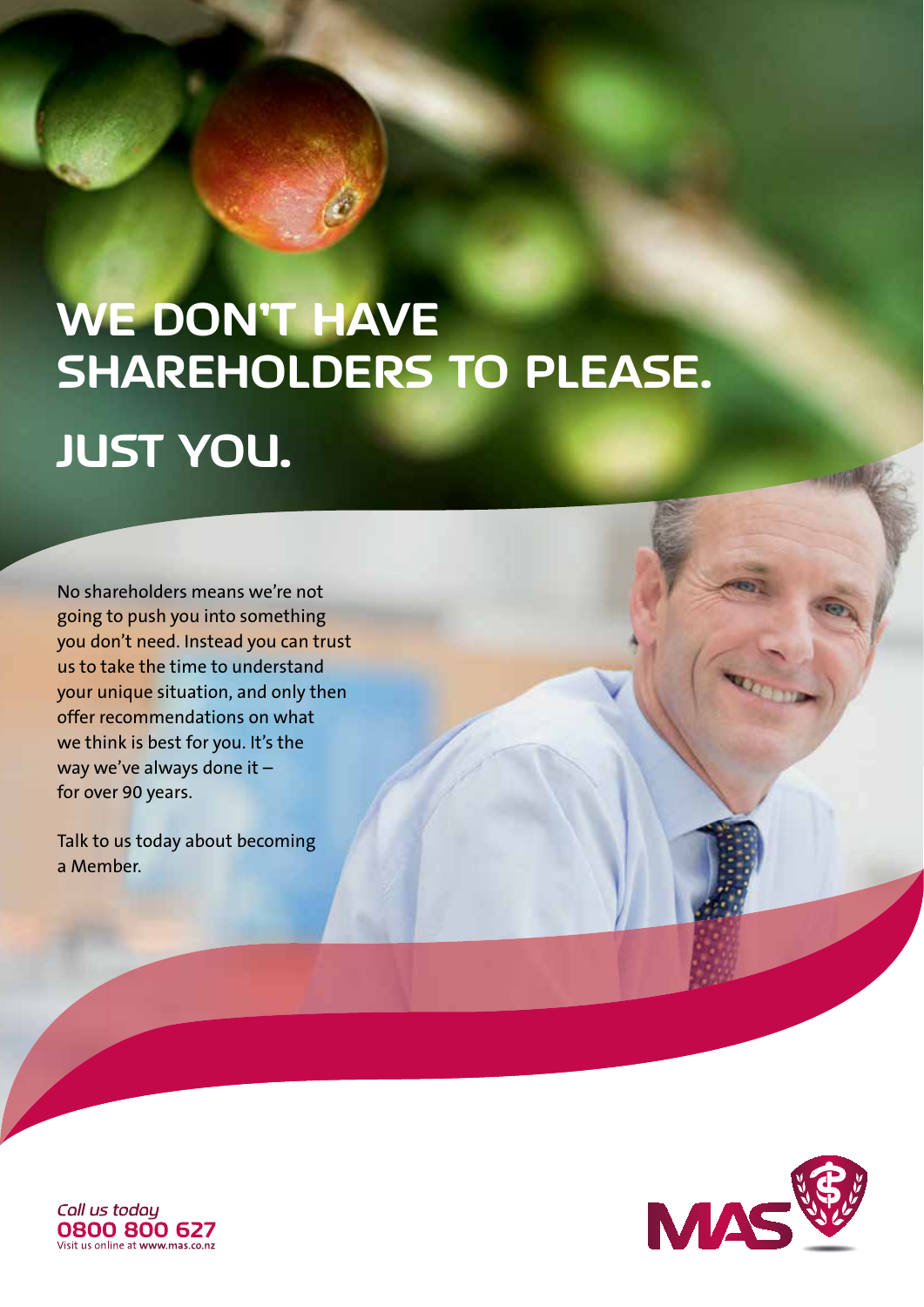# WE DON'T HAVE SHAREHOLDERS TO PLEASE.

# JUST YOU.

No shareholders means we're not going to push you into something you don't need. Instead you can trust us to take the time to understand your unique situation, and only then offer recommendations on what we think is best for you. It's the way we've always done it – for over 90 years.

Talk to us today about becoming a Member.

*Call us today*
**0800 800 627**
Visit us online at **www.mas.co.nz**

MAS